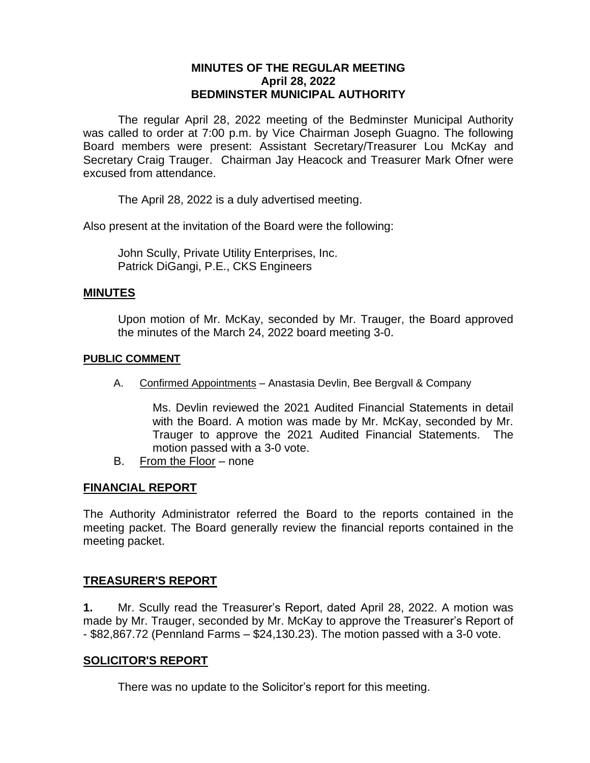# MINUTES OF THE REGULAR MEETING
## April 28, 2022
## BEDMINSTER MUNICIPAL AUTHORITY

The regular April 28, 2022 meeting of the Bedminster Municipal Authority was called to order at 7:00 p.m. by Vice Chairman Joseph Guagno. The following Board members were present: Assistant Secretary/Treasurer Lou McKay and Secretary Craig Trauger. Chairman Jay Heacock and Treasurer Mark Ofner were excused from attendance.

The April 28, 2022 is a duly advertised meeting.

Also present at the invitation of the Board were the following:

John Scully, Private Utility Enterprises, Inc.
Patrick DiGangi, P.E., CKS Engineers

## MINUTES

Upon motion of Mr. McKay, seconded by Mr. Trauger, the Board approved the minutes of the March 24, 2022 board meeting 3-0.

## PUBLIC COMMENT

A. Confirmed Appointments – Anastasia Devlin, Bee Bergvall & Company

Ms. Devlin reviewed the 2021 Audited Financial Statements in detail with the Board. A motion was made by Mr. McKay, seconded by Mr. Trauger to approve the 2021 Audited Financial Statements. The motion passed with a 3-0 vote.

B. From the Floor – none

## FINANCIAL REPORT

The Authority Administrator referred the Board to the reports contained in the meeting packet. The Board generally review the financial reports contained in the meeting packet.

## TREASURER'S REPORT

**1.** Mr. Scully read the Treasurer's Report, dated April 28, 2022. A motion was made by Mr. Trauger, seconded by Mr. McKay to approve the Treasurer's Report of - $82,867.72 (Pennland Farms – $24,130.23). The motion passed with a 3-0 vote.

## SOLICITOR'S REPORT

There was no update to the Solicitor's report for this meeting.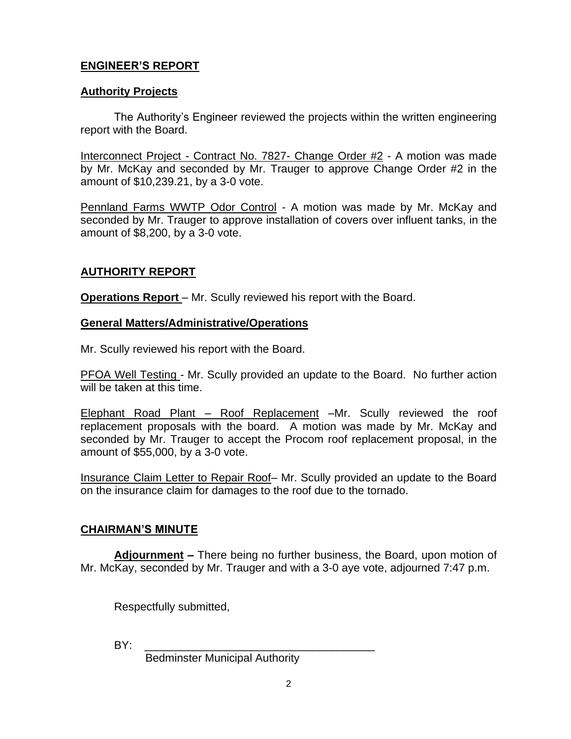## ENGINEER'S REPORT

### Authority Projects

The Authority's Engineer reviewed the projects within the written engineering report with the Board.

Interconnect Project - Contract No. 7827- Change Order #2 - A motion was made by Mr. McKay and seconded by Mr. Trauger to approve Change Order #2 in the amount of $10,239.21, by a 3-0 vote.

Pennland Farms WWTP Odor Control - A motion was made by Mr. McKay and seconded by Mr. Trauger to approve installation of covers over influent tanks, in the amount of $8,200, by a 3-0 vote.

## AUTHORITY REPORT

**Operations Report** – Mr. Scully reviewed his report with the Board.

### General Matters/Administrative/Operations

Mr. Scully reviewed his report with the Board.

PFOA Well Testing - Mr. Scully provided an update to the Board. No further action will be taken at this time.

Elephant Road Plant – Roof Replacement –Mr. Scully reviewed the roof replacement proposals with the board. A motion was made by Mr. McKay and seconded by Mr. Trauger to accept the Procom roof replacement proposal, in the amount of $55,000, by a 3-0 vote.

Insurance Claim Letter to Repair Roof– Mr. Scully provided an update to the Board on the insurance claim for damages to the roof due to the tornado.

## CHAIRMAN'S MINUTE

**Adjournment –** There being no further business, the Board, upon motion of Mr. McKay, seconded by Mr. Trauger and with a 3-0 aye vote, adjourned 7:47 p.m.

Respectfully submitted,

BY: \_\_\_\_\_\_\_\_\_\_\_\_\_\_\_\_\_\_\_\_\_\_\_\_\_\_\_\_\_\_\_\_\_\_\_\_\_

Bedminster Municipal Authority